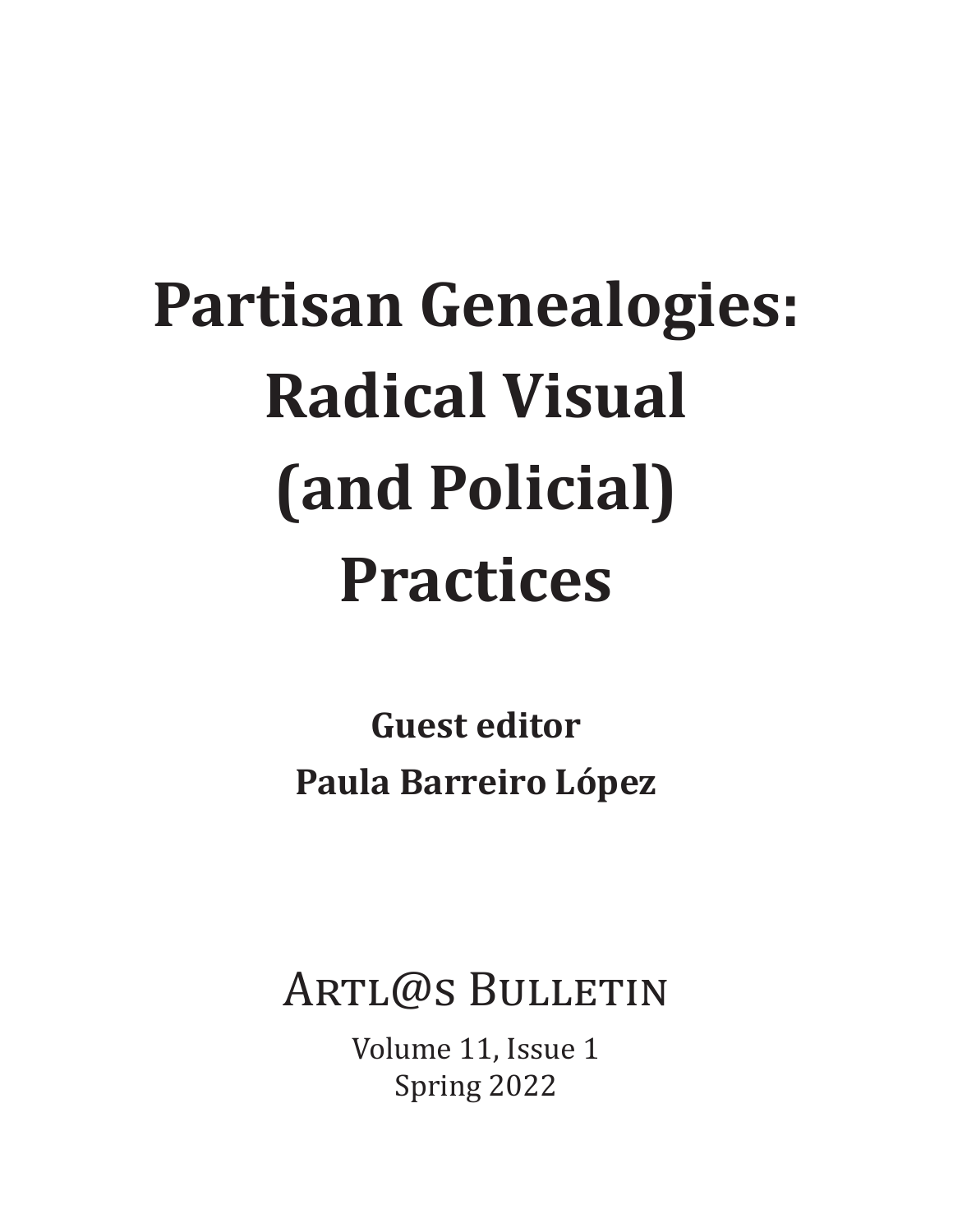# Partisan Genealogies: Radical Visual (and Policial) Practices

**Guest editor**

**Paula Barreiro López**

Artl@s Bulletin

Volume 11, Issue 1

Spring 2022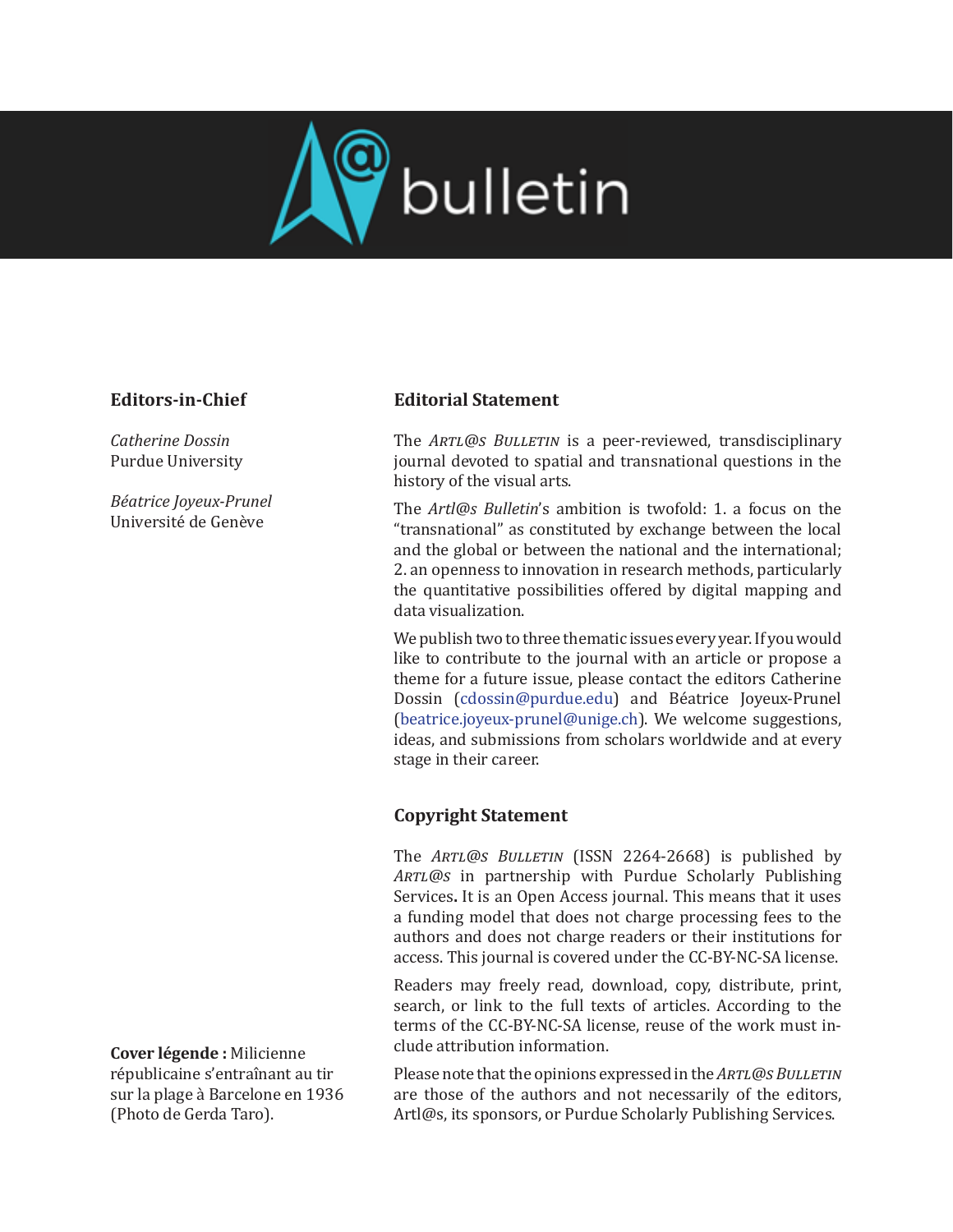**Editors-in-Chief**

*Catherine Dossin*
Purdue University

*Béatrice Joyeux-Prunel*
Université de Genève

## Editorial Statement

The *Artl@s Bulletin* is a peer-reviewed, transdisciplinary journal devoted to spatial and transnational questions in the history of the visual arts.

The *Artl@s Bulletin*'s ambition is twofold: 1. a focus on the "transnational" as constituted by exchange between the local and the global or between the national and the international; 2. an openness to innovation in research methods, particularly the quantitative possibilities offered by digital mapping and data visualization.

We publish two to three thematic issues every year. If you would like to contribute to the journal with an article or propose a theme for a future issue, please contact the editors Catherine Dossin (cdossin@purdue.edu) and Béatrice Joyeux-Prunel (beatrice.joyeux-prunel@unige.ch). We welcome suggestions, ideas, and submissions from scholars worldwide and at every stage in their career.

## Copyright Statement

The *Artl@s Bulletin* (ISSN 2264-2668) is published by *Artl@s* in partnership with Purdue Scholarly Publishing Services**.** It is an Open Access journal. This means that it uses a funding model that does not charge processing fees to the authors and does not charge readers or their institutions for access. This journal is covered under the CC-BY-NC-SA license.

Readers may freely read, download, copy, distribute, print, search, or link to the full texts of articles. According to the terms of the CC-BY-NC-SA license, reuse of the work must include attribution information.

Please note that the opinions expressed in the *Artl@s Bulletin* are those of the authors and not necessarily of the editors, Artl@s, its sponsors, or Purdue Scholarly Publishing Services.

**Cover légende :** Milicienne républicaine s'entraînant au tir sur la plage à Barcelone en 1936 (Photo de Gerda Taro).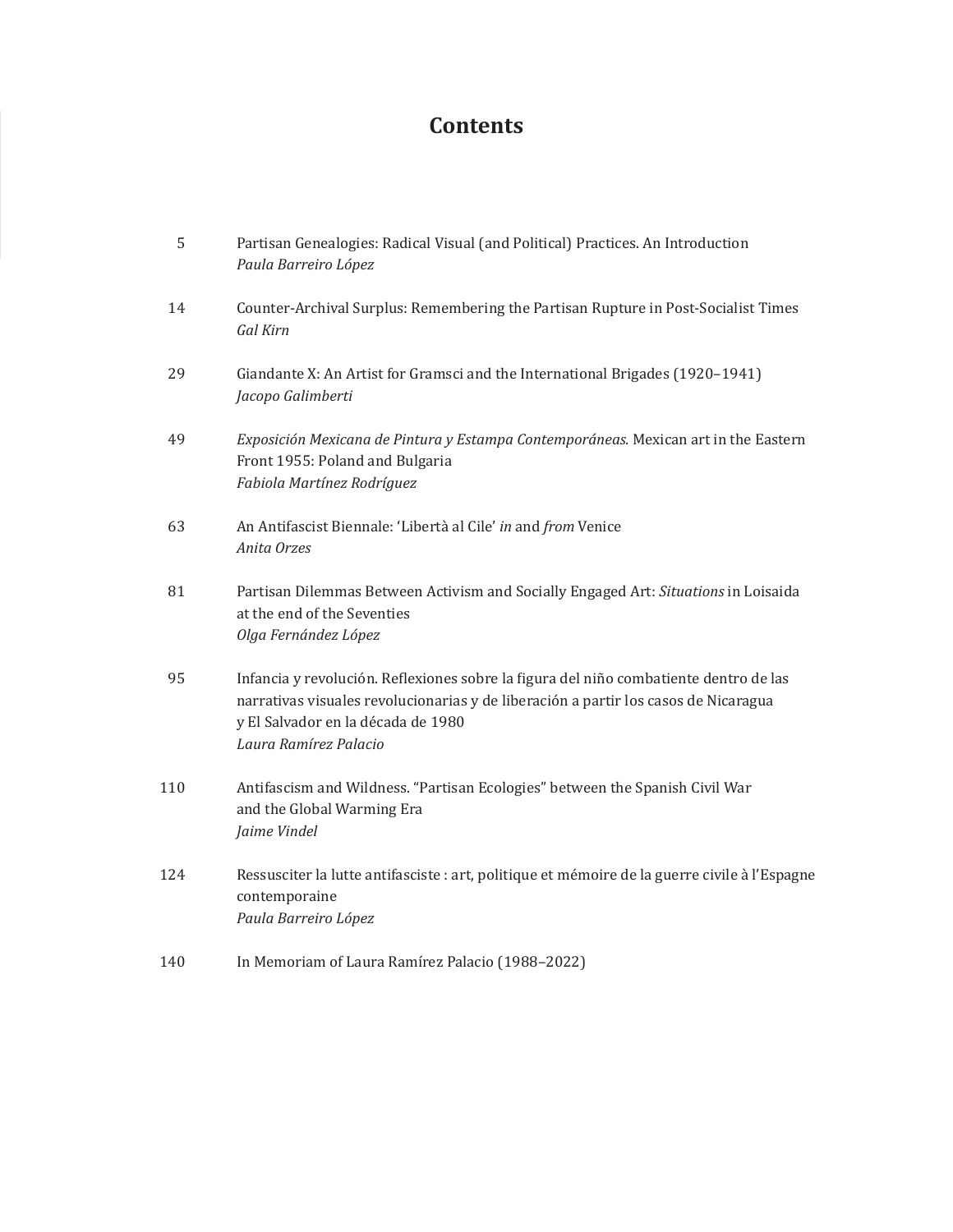# Contents

5 Partisan Genealogies: Radical Visual (and Political) Practices. An Introduction
*Paula Barreiro López*

14 Counter-Archival Surplus: Remembering the Partisan Rupture in Post-Socialist Times
*Gal Kirn*

29 Giandante X: An Artist for Gramsci and the International Brigades (1920–1941)
*Jacopo Galimberti*

49 *Exposición Mexicana de Pintura y Estampa Contemporáneas.* Mexican art in the Eastern Front 1955: Poland and Bulgaria
*Fabiola Martínez Rodríguez*

63 An Antifascist Biennale: 'Libertà al Cile' *in* and *from* Venice
*Anita Orzes*

81 Partisan Dilemmas Between Activism and Socially Engaged Art: *Situations* in Loisaida at the end of the Seventies
*Olga Fernández López*

95 Infancia y revolución. Reflexiones sobre la figura del niño combatiente dentro de las narrativas visuales revolucionarias y de liberación a partir los casos de Nicaragua y El Salvador en la década de 1980
*Laura Ramírez Palacio*

110 Antifascism and Wildness. "Partisan Ecologies" between the Spanish Civil War and the Global Warming Era
*Jaime Vindel*

124 Ressusciter la lutte antifasciste : art, politique et mémoire de la guerre civile à l'Espagne contemporaine
*Paula Barreiro López*

140 In Memoriam of Laura Ramírez Palacio (1988–2022)